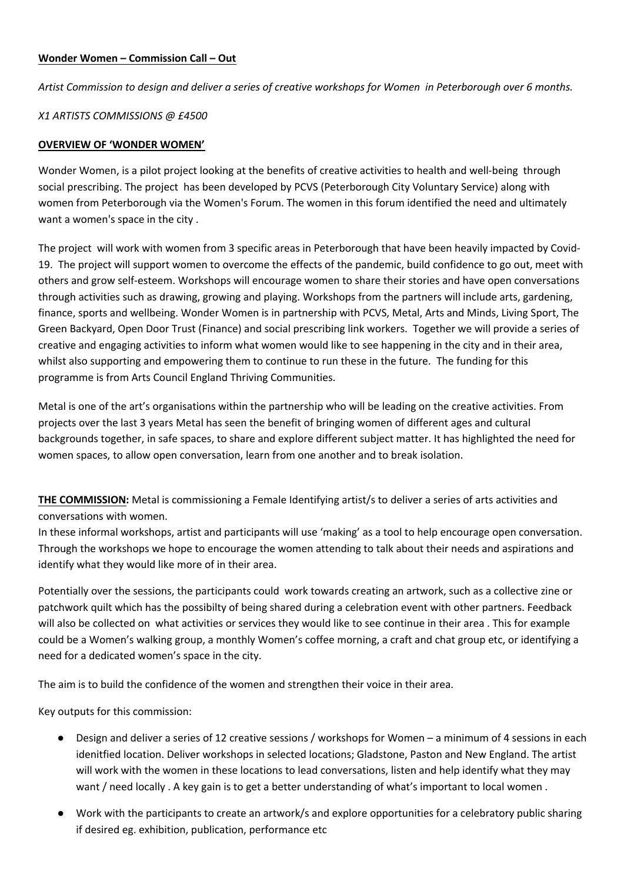**Wonder Women – Commission Call – Out**

*Artist Commission to design and deliver a series of creative workshops for Women in Peterborough over 6 months.*

*X1 ARTISTS COMMISSIONS @ £4500*

**OVERVIEW OF 'WONDER WOMEN'**

Wonder Women, is a pilot project looking at the benefits of creative activities to health and well-being through social prescribing. The project has been developed by PCVS (Peterborough City Voluntary Service) along with women from Peterborough via the Women's Forum. The women in this forum identified the need and ultimately want a women's space in the city .

The project will work with women from 3 specific areas in Peterborough that have been heavily impacted by Covid-19. The project will support women to overcome the effects of the pandemic, build confidence to go out, meet with others and grow self-esteem. Workshops will encourage women to share their stories and have open conversations through activities such as drawing, growing and playing. Workshops from the partners will include arts, gardening, finance, sports and wellbeing. Wonder Women is in partnership with PCVS, Metal, Arts and Minds, Living Sport, The Green Backyard, Open Door Trust (Finance) and social prescribing link workers. Together we will provide a series of creative and engaging activities to inform what women would like to see happening in the city and in their area, whilst also supporting and empowering them to continue to run these in the future. The funding for this programme is from Arts Council England Thriving Communities.

Metal is one of the art's organisations within the partnership who will be leading on the creative activities. From projects over the last 3 years Metal has seen the benefit of bringing women of different ages and cultural backgrounds together, in safe spaces, to share and explore different subject matter. It has highlighted the need for women spaces, to allow open conversation, learn from one another and to break isolation.

**THE COMMISSION:** Metal is commissioning a Female Identifying artist/s to deliver a series of arts activities and conversations with women.
In these informal workshops, artist and participants will use 'making' as a tool to help encourage open conversation. Through the workshops we hope to encourage the women attending to talk about their needs and aspirations and identify what they would like more of in their area.

Potentially over the sessions, the participants could work towards creating an artwork, such as a collective zine or patchwork quilt which has the possibilty of being shared during a celebration event with other partners. Feedback will also be collected on what activities or services they would like to see continue in their area . This for example could be a Women's walking group, a monthly Women's coffee morning, a craft and chat group etc, or identifying a need for a dedicated women's space in the city.

The aim is to build the confidence of the women and strengthen their voice in their area.

Key outputs for this commission:

- Design and deliver a series of 12 creative sessions / workshops for Women – a minimum of 4 sessions in each idenitfied location. Deliver workshops in selected locations; Gladstone, Paston and New England. The artist will work with the women in these locations to lead conversations, listen and help identify what they may want / need locally . A key gain is to get a better understanding of what's important to local women .
- Work with the participants to create an artwork/s and explore opportunities for a celebratory public sharing if desired eg. exhibition, publication, performance etc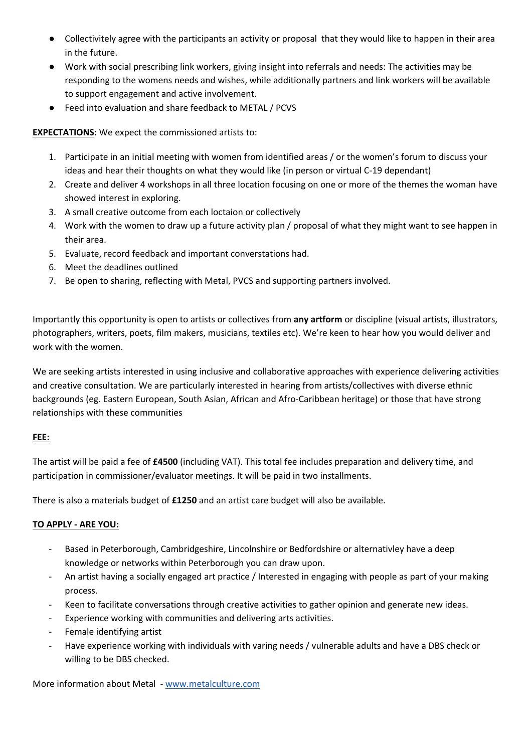- Collectivitely agree with the participants an activity or proposal that they would like to happen in their area in the future.
- Work with social prescribing link workers, giving insight into referrals and needs: The activities may be responding to the womens needs and wishes, while additionally partners and link workers will be available to support engagement and active involvement.
- Feed into evaluation and share feedback to METAL / PCVS

**EXPECTATIONS:** We expect the commissioned artists to:

1. Participate in an initial meeting with women from identified areas / or the women's forum to discuss your ideas and hear their thoughts on what they would like (in person or virtual C-19 dependant)
2. Create and deliver 4 workshops in all three location focusing on one or more of the themes the woman have showed interest in exploring.
3. A small creative outcome from each loctaion or collectively
4. Work with the women to draw up a future activity plan / proposal of what they might want to see happen in their area.
5. Evaluate, record feedback and important converstations had.
6. Meet the deadlines outlined
7. Be open to sharing, reflecting with Metal, PVCS and supporting partners involved.

Importantly this opportunity is open to artists or collectives from **any artform** or discipline (visual artists, illustrators, photographers, writers, poets, film makers, musicians, textiles etc). We're keen to hear how you would deliver and work with the women.

We are seeking artists interested in using inclusive and collaborative approaches with experience delivering activities and creative consultation. We are particularly interested in hearing from artists/collectives with diverse ethnic backgrounds (eg. Eastern European, South Asian, African and Afro-Caribbean heritage) or those that have strong relationships with these communities

**FEE:**

The artist will be paid a fee of **£4500** (including VAT). This total fee includes preparation and delivery time, and participation in commissioner/evaluator meetings. It will be paid in two installments.

There is also a materials budget of **£1250** and an artist care budget will also be available.

**TO APPLY - ARE YOU:**

- Based in Peterborough, Cambridgeshire, Lincolnshire or Bedfordshire or alternativley have a deep knowledge or networks within Peterborough you can draw upon.
- An artist having a socially engaged art practice / Interested in engaging with people as part of your making process.
- Keen to facilitate conversations through creative activities to gather opinion and generate new ideas.
- Experience working with communities and delivering arts activities.
- Female identifying artist
- Have experience working with individuals with varing needs / vulnerable adults and have a DBS check or willing to be DBS checked.

More information about Metal - [www.metalculture.com](http://www.metalculture.com)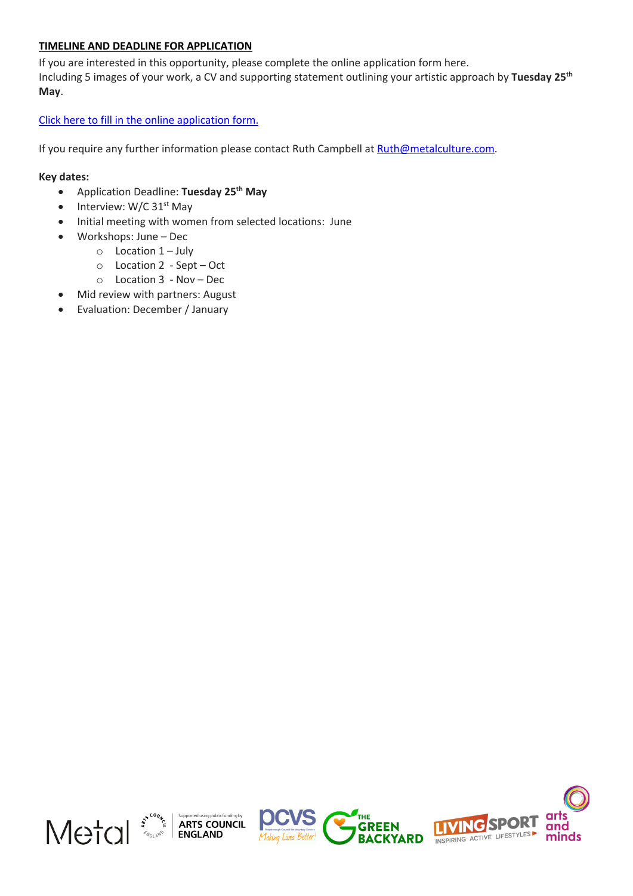**<u>TIMELINE AND DEADLINE FOR APPLICATION</u>**

If you are interested in this opportunity, please complete the online application form here.
Including 5 images of your work, a CV and supporting statement outlining your artistic approach by **Tuesday 25th May**.

Click here to fill in the online application form.

If you require any further information please contact Ruth Campbell at Ruth@metalculture.com.

**Key dates:**

- Application Deadline: **Tuesday 25th May**
- Interview: W/C 31st May
- Initial meeting with women from selected locations: June
- Workshops: June – Dec
  - Location 1 – July
  - Location 2 - Sept – Oct
  - Location 3 - Nov – Dec
- Mid review with partners: August
- Evaluation: December / January

Metal | Supported using public funding by ARTS COUNCIL ENGLAND | pcvs Making Lives Better! | THE GREEN BACKYARD | LIVING SPORT INSPIRING ACTIVE LIFESTYLES | arts and minds